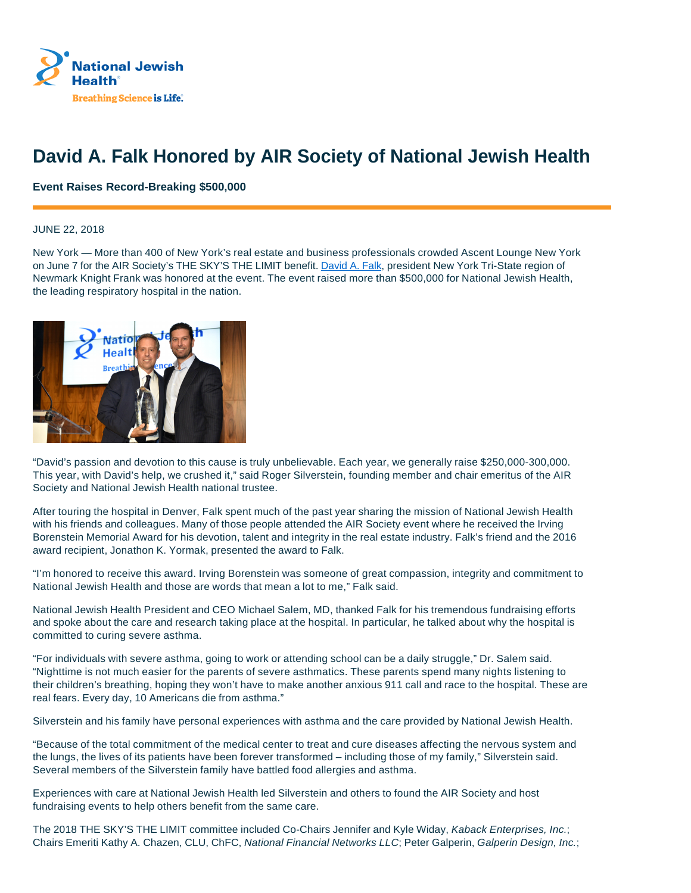# David A. Falk Honored by AIR Society of National Jewish Health

**Event Raises Record-Breaking $500,000**

JUNE 22, 2018

New York — More than 400 of New York's real estate and business professionals crowded Ascent Lounge New York on June 7 for the AIR Society's THE SKY'S THE LIMIT benefit. David A. Falk, president New York Tri-State region of Newmark Knight Frank was honored at the event. The event raised more than $500,000 for National Jewish Health, the leading respiratory hospital in the nation.

"David's passion and devotion to this cause is truly unbelievable. Each year, we generally raise $250,000-300,000. This year, with David's help, we crushed it," said Roger Silverstein, founding member and chair emeritus of the AIR Society and National Jewish Health national trustee.

After touring the hospital in Denver, Falk spent much of the past year sharing the mission of National Jewish Health with his friends and colleagues. Many of those people attended the AIR Society event where he received the Irving Borenstein Memorial Award for his devotion, talent and integrity in the real estate industry. Falk's friend and the 2016 award recipient, Jonathon K. Yormak, presented the award to Falk.

"I'm honored to receive this award. Irving Borenstein was someone of great compassion, integrity and commitment to National Jewish Health and those are words that mean a lot to me," Falk said.

National Jewish Health President and CEO Michael Salem, MD, thanked Falk for his tremendous fundraising efforts and spoke about the care and research taking place at the hospital. In particular, he talked about why the hospital is committed to curing severe asthma.

"For individuals with severe asthma, going to work or attending school can be a daily struggle," Dr. Salem said. "Nighttime is not much easier for the parents of severe asthmatics. These parents spend many nights listening to their children's breathing, hoping they won't have to make another anxious 911 call and race to the hospital. These are real fears. Every day, 10 Americans die from asthma."

Silverstein and his family have personal experiences with asthma and the care provided by National Jewish Health.

"Because of the total commitment of the medical center to treat and cure diseases affecting the nervous system and the lungs, the lives of its patients have been forever transformed – including those of my family," Silverstein said. Several members of the Silverstein family have battled food allergies and asthma.

Experiences with care at National Jewish Health led Silverstein and others to found the AIR Society and host fundraising events to help others benefit from the same care.

The 2018 THE SKY'S THE LIMIT committee included Co-Chairs Jennifer and Kyle Widay, *Kaback Enterprises, Inc.*; Chairs Emeriti Kathy A. Chazen, CLU, ChFC, *National Financial Networks LLC*; Peter Galperin, *Galperin Design, Inc.*;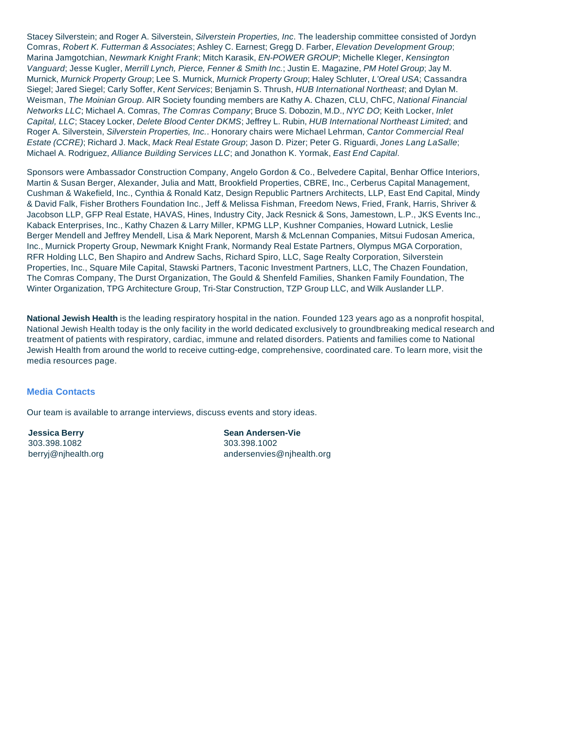Stacey Silverstein; and Roger A. Silverstein, *Silverstein Properties, Inc*. The leadership committee consisted of Jordyn Comras, *Robert K. Futterman & Associates*; Ashley C. Earnest; Gregg D. Farber, *Elevation Development Group*; Marina Jamgotchian, *Newmark Knight Frank*; Mitch Karasik, *EN-POWER GROUP*; Michelle Kleger, *Kensington Vanguard*; Jesse Kugler, *Merrill Lynch, Pierce, Fenner & Smith Inc.*; Justin E. Magazine, *PM Hotel Group*; Jay M. Murnick, *Murnick Property Group*; Lee S. Murnick, *Murnick Property Group*; Haley Schluter, *L'Oreal USA*; Cassandra Siegel; Jared Siegel; Carly Soffer, *Kent Services*; Benjamin S. Thrush, *HUB International Northeast*; and Dylan M. Weisman, *The Moinian Group*. AIR Society founding members are Kathy A. Chazen, CLU, ChFC, *National Financial Networks LLC*; Michael A. Comras, *The Comras Company*; Bruce S. Dobozin, M.D., *NYC DO*; Keith Locker, *Inlet Capital, LLC*; Stacey Locker, *Delete Blood Center DKMS*; Jeffrey L. Rubin, *HUB International Northeast Limited*; and Roger A. Silverstein, *Silverstein Properties, Inc.*. Honorary chairs were Michael Lehrman, *Cantor Commercial Real Estate (CCRE)*; Richard J. Mack, *Mack Real Estate Group*; Jason D. Pizer; Peter G. Riguardi, *Jones Lang LaSalle*; Michael A. Rodriguez, *Alliance Building Services LLC*; and Jonathon K. Yormak, *East End Capital*.

Sponsors were Ambassador Construction Company, Angelo Gordon & Co., Belvedere Capital, Benhar Office Interiors, Martin & Susan Berger, Alexander, Julia and Matt, Brookfield Properties, CBRE, Inc., Cerberus Capital Management, Cushman & Wakefield, Inc., Cynthia & Ronald Katz, Design Republic Partners Architects, LLP, East End Capital, Mindy & David Falk, Fisher Brothers Foundation Inc., Jeff & Melissa Fishman, Freedom News, Fried, Frank, Harris, Shriver & Jacobson LLP, GFP Real Estate, HAVAS, Hines, Industry City, Jack Resnick & Sons, Jamestown, L.P., JKS Events Inc., Kaback Enterprises, Inc., Kathy Chazen & Larry Miller, KPMG LLP, Kushner Companies, Howard Lutnick, Leslie Berger Mendell and Jeffrey Mendell, Lisa & Mark Neporent, Marsh & McLennan Companies, Mitsui Fudosan America, Inc., Murnick Property Group, Newmark Knight Frank, Normandy Real Estate Partners, Olympus MGA Corporation, RFR Holding LLC, Ben Shapiro and Andrew Sachs, Richard Spiro, LLC, Sage Realty Corporation, Silverstein Properties, Inc., Square Mile Capital, Stawski Partners, Taconic Investment Partners, LLC, The Chazen Foundation, The Comras Company, The Durst Organization, The Gould & Shenfeld Families, Shanken Family Foundation, The Winter Organization, TPG Architecture Group, Tri-Star Construction, TZP Group LLC, and Wilk Auslander LLP.

**National Jewish Health** is the leading respiratory hospital in the nation. Founded 123 years ago as a nonprofit hospital, National Jewish Health today is the only facility in the world dedicated exclusively to groundbreaking medical research and treatment of patients with respiratory, cardiac, immune and related disorders. Patients and families come to National Jewish Health from around the world to receive cutting-edge, comprehensive, coordinated care. To learn more, visit the media resources page.

### Media Contacts

Our team is available to arrange interviews, discuss events and story ideas.

**Jessica Berry**
303.398.1082
berryj@njhealth.org

**Sean Andersen-Vie**
303.398.1002
andersenvies@njhealth.org